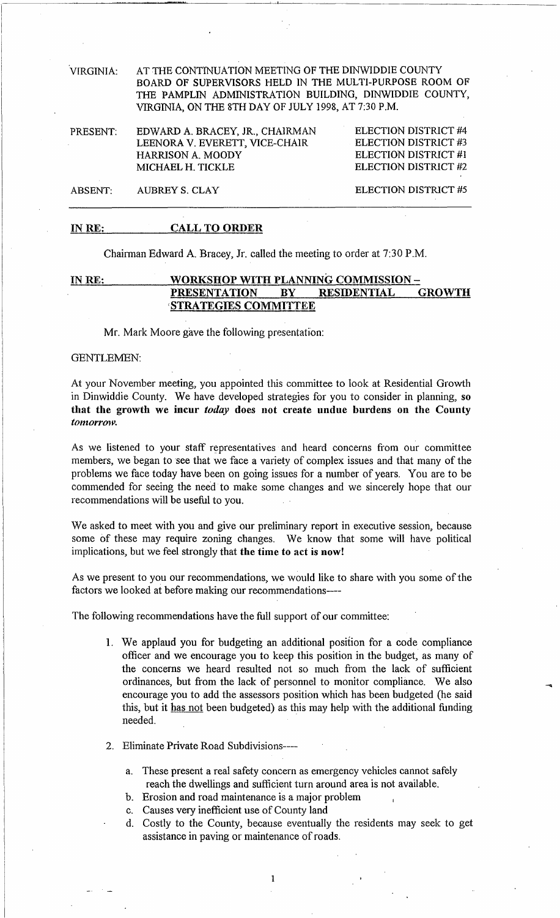VIRGINIA: AT THE CONTINUATION MEETING OF THE DINWIDDIE COUNTY BOARD OF SUPERVISORS HELD IN THE MULTI-PURPOSE ROOM OF THE PAMPLIN ADMINISTRATION BUILDING, DINWIDDIE COUNTY, VIRGINIA, ON THE 8TH DAY OF JULY 1998, AT 7:30 P.M.

| | | |
|---|---|---|
| PRESENT: | EDWARD A. BRACEY, JR., CHAIRMAN | ELECTION DISTRICT #4 |
| | LEENORA V. EVERETT, VICE-CHAIR | ELECTION DISTRICT #3 |
| | HARRISON A. MOODY | ELECTION DISTRICT #1 |
| | MICHAEL H. TICKLE | ELECTION DISTRICT #2 |
| ABSENT: | AUBREY S. CLAY | ELECTION DISTRICT #5 |

**IN RE: CALL TO ORDER**

Chairman Edward A. Bracey, Jr. called the meeting to order at 7:30 P.M.

**IN RE: WORKSHOP WITH PLANNING COMMISSION – PRESENTATION BY RESIDENTIAL GROWTH STRATEGIES COMMITTEE**

Mr. Mark Moore gave the following presentation:

GENTLEMEN:

At your November meeting, you appointed this committee to look at Residential Growth in Dinwiddie County. We have developed strategies for you to consider in planning, **so that the growth we incur *today* does not create undue burdens on the County *tomorrow*.**

As we listened to your staff representatives and heard concerns from our committee members, we began to see that we face a variety of complex issues and that many of the problems we face today have been on going issues for a number of years. You are to be commended for seeing the need to make some changes and we sincerely hope that our recommendations will be useful to you.

We asked to meet with you and give our preliminary report in executive session, because some of these may require zoning changes. We know that some will have political implications, but we feel strongly that **the time to act is now!**

As we present to you our recommendations, we would like to share with you some of the factors we looked at before making our recommendations----

The following recommendations have the full support of our committee:

1. We applaud you for budgeting an additional position for a code compliance officer and we encourage you to keep this position in the budget, as many of the concerns we heard resulted not so much from the lack of sufficient ordinances, but from the lack of personnel to monitor compliance. We also encourage you to add the assessors position which has been budgeted (he said this, but it <u>has not</u> been budgeted) as this may help with the additional funding needed.

2. Eliminate Private Road Subdivisions----

   a. These present a real safety concern as emergency vehicles cannot safely reach the dwellings and sufficient turn around area is not available.
   b. Erosion and road maintenance is a major problem
   c. Causes very inefficient use of County land
   d. Costly to the County, because eventually the residents may seek to get assistance in paving or maintenance of roads.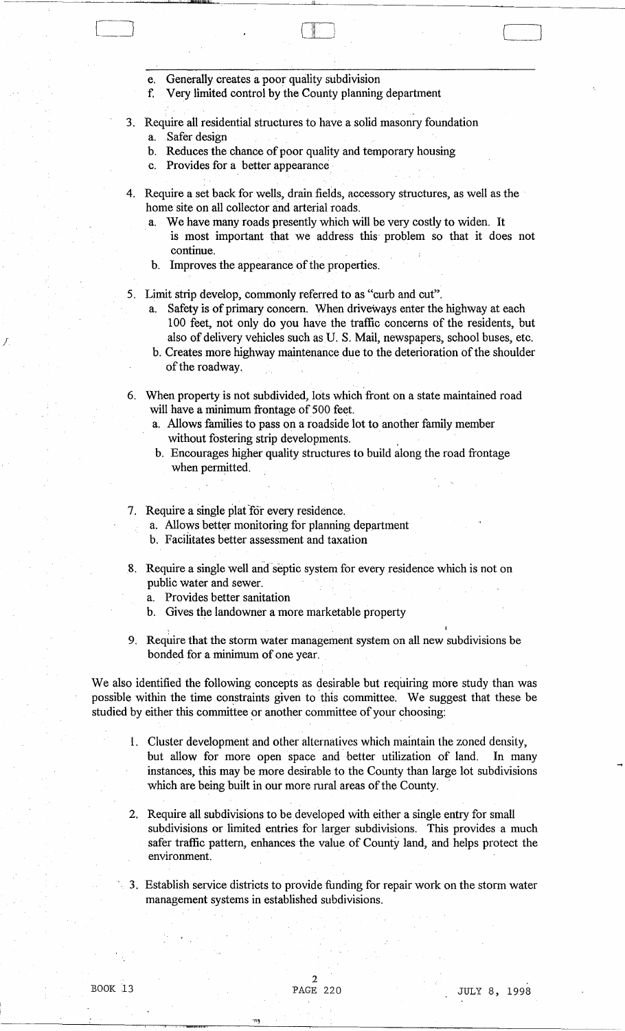e. Generally creates a poor quality subdivision
f. Very limited control by the County planning department

3. Require all residential structures to have a solid masonry foundation
   a. Safer design
   b. Reduces the chance of poor quality and temporary housing
   c. Provides for a better appearance

4. Require a set back for wells, drain fields, accessory structures, as well as the home site on all collector and arterial roads.
   a. We have many roads presently which will be very costly to widen. It is most important that we address this problem so that it does not continue.
   b. Improves the appearance of the properties.

5. Limit strip develop, commonly referred to as "curb and cut".
   a. Safety is of primary concern. When driveways enter the highway at each 100 feet, not only do you have the traffic concerns of the residents, but also of delivery vehicles such as U. S. Mail, newspapers, school buses, etc.
   b. Creates more highway maintenance due to the deterioration of the shoulder of the roadway.

6. When property is not subdivided, lots which front on a state maintained road will have a minimum frontage of 500 feet.
   a. Allows families to pass on a roadside lot to another family member without fostering strip developments.
   b. Encourages higher quality structures to build along the road frontage when permitted.

7. Require a single plat for every residence.
   a. Allows better monitoring for planning department
   b. Facilitates better assessment and taxation

8. Require a single well and septic system for every residence which is not on public water and sewer.
   a. Provides better sanitation
   b. Gives the landowner a more marketable property

9. Require that the storm water management system on all new subdivisions be bonded for a minimum of one year.

We also identified the following concepts as desirable but requiring more study than was possible within the time constraints given to this committee. We suggest that these be studied by either this committee or another committee of your choosing:

1. Cluster development and other alternatives which maintain the zoned density, but allow for more open space and better utilization of land. In many instances, this may be more desirable to the County than large lot subdivisions which are being built in our more rural areas of the County.

2. Require all subdivisions to be developed with either a single entry for small subdivisions or limited entries for larger subdivisions. This provides a much safer traffic pattern, enhances the value of County land, and helps protect the environment.

3. Establish service districts to provide funding for repair work on the storm water management systems in established subdivisions.

BOOK 13 PAGE 220 JULY 8, 1998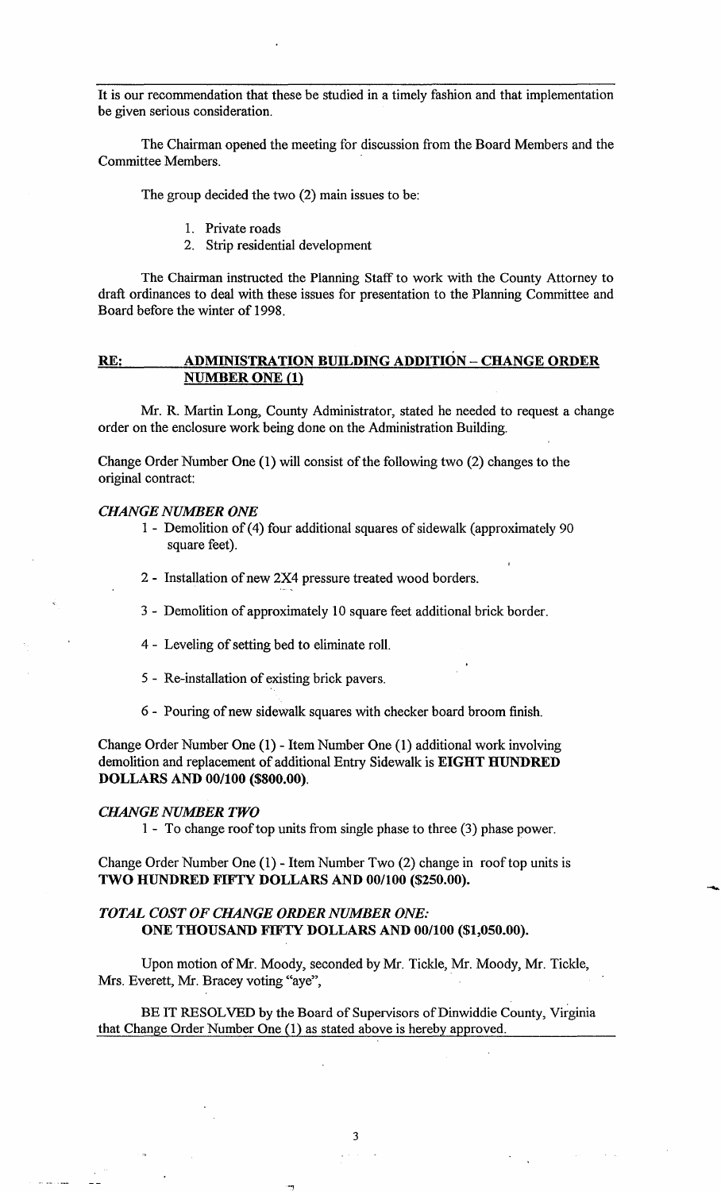It is our recommendation that these be studied in a timely fashion and that implementation be given serious consideration.

The Chairman opened the meeting for discussion from the Board Members and the Committee Members.

The group decided the two (2) main issues to be:

1. Private roads
2. Strip residential development

The Chairman instructed the Planning Staff to work with the County Attorney to draft ordinances to deal with these issues for presentation to the Planning Committee and Board before the winter of 1998.

## RE: ADMINISTRATION BUILDING ADDITION – CHANGE ORDER NUMBER ONE (1)

Mr. R. Martin Long, County Administrator, stated he needed to request a change order on the enclosure work being done on the Administration Building.

Change Order Number One (1) will consist of the following two (2) changes to the original contract:

### *CHANGE NUMBER ONE*

1 - Demolition of (4) four additional squares of sidewalk (approximately 90 square feet).

2 - Installation of new 2X4 pressure treated wood borders.

3 - Demolition of approximately 10 square feet additional brick border.

4 - Leveling of setting bed to eliminate roll.

5 - Re-installation of existing brick pavers.

6 - Pouring of new sidewalk squares with checker board broom finish.

Change Order Number One (1) - Item Number One (1) additional work involving demolition and replacement of additional Entry Sidewalk is **EIGHT HUNDRED DOLLARS AND 00/100 ($800.00)**.

### *CHANGE NUMBER TWO*

1 - To change roof top units from single phase to three (3) phase power.

Change Order Number One (1) - Item Number Two (2) change in roof top units is **TWO HUNDRED FIFTY DOLLARS AND 00/100 ($250.00).**

### *TOTAL COST OF CHANGE ORDER NUMBER ONE:*
**ONE THOUSAND FIFTY DOLLARS AND 00/100 ($1,050.00).**

Upon motion of Mr. Moody, seconded by Mr. Tickle, Mr. Moody, Mr. Tickle, Mrs. Everett, Mr. Bracey voting "aye",

BE IT RESOLVED by the Board of Supervisors of Dinwiddie County, Virginia that Change Order Number One (1) as stated above is hereby approved.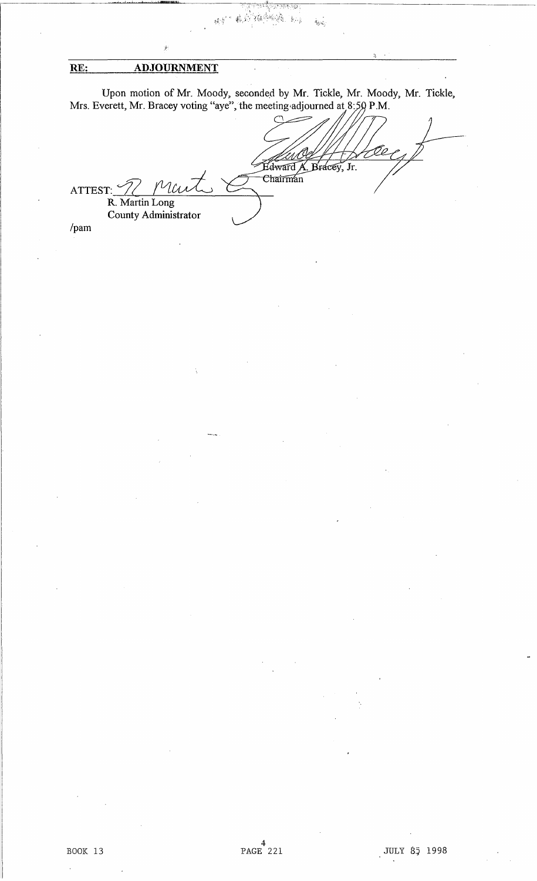**RE: ADJOURNMENT**

Upon motion of Mr. Moody, seconded by Mr. Tickle, Mr. Moody, Mr. Tickle, Mrs. Everett, Mr. Bracey voting "aye", the meeting adjourned at 8:50 P.M.

Edward A. Bracey, Jr.
Chairman

ATTEST:
R. Martin Long
County Administrator

/pam

BOOK 13 PAGE 221 JULY 85 1998